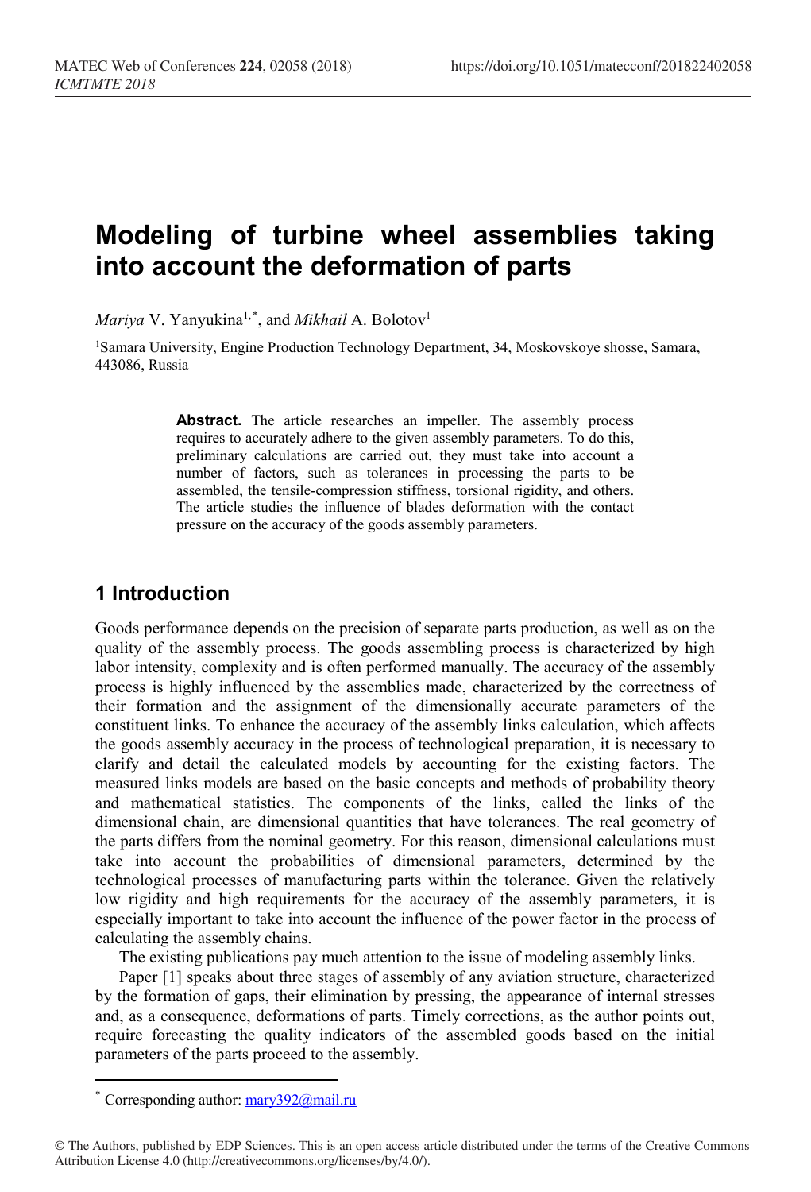# Modeling of turbine wheel assemblies taking into account the deformation of parts

*Mariya* V. Yanyukina[1,*], and *Mikhail* A. Bolotov[1]

[1]Samara University, Engine Production Technology Department, 34, Moskovskoye shosse, Samara, 443086, Russia

**Abstract.** The article researches an impeller. The assembly process requires to accurately adhere to the given assembly parameters. To do this, preliminary calculations are carried out, they must take into account a number of factors, such as tolerances in processing the parts to be assembled, the tensile-compression stiffness, torsional rigidity, and others. The article studies the influence of blades deformation with the contact pressure on the accuracy of the goods assembly parameters.

## 1 Introduction

Goods performance depends on the precision of separate parts production, as well as on the quality of the assembly process. The goods assembling process is characterized by high labor intensity, complexity and is often performed manually. The accuracy of the assembly process is highly influenced by the assemblies made, characterized by the correctness of their formation and the assignment of the dimensionally accurate parameters of the constituent links. To enhance the accuracy of the assembly links calculation, which affects the goods assembly accuracy in the process of technological preparation, it is necessary to clarify and detail the calculated models by accounting for the existing factors. The measured links models are based on the basic concepts and methods of probability theory and mathematical statistics. The components of the links, called the links of the dimensional chain, are dimensional quantities that have tolerances. The real geometry of the parts differs from the nominal geometry. For this reason, dimensional calculations must take into account the probabilities of dimensional parameters, determined by the technological processes of manufacturing parts within the tolerance. Given the relatively low rigidity and high requirements for the accuracy of the assembly parameters, it is especially important to take into account the influence of the power factor in the process of calculating the assembly chains.

The existing publications pay much attention to the issue of modeling assembly links.

Paper [1] speaks about three stages of assembly of any aviation structure, characterized by the formation of gaps, their elimination by pressing, the appearance of internal stresses and, as a consequence, deformations of parts. Timely corrections, as the author points out, require forecasting the quality indicators of the assembled goods based on the initial parameters of the parts proceed to the assembly.

[*] Corresponding author: mary392@mail.ru

© The Authors, published by EDP Sciences. This is an open access article distributed under the terms of the Creative Commons Attribution License 4.0 (http://creativecommons.org/licenses/by/4.0/).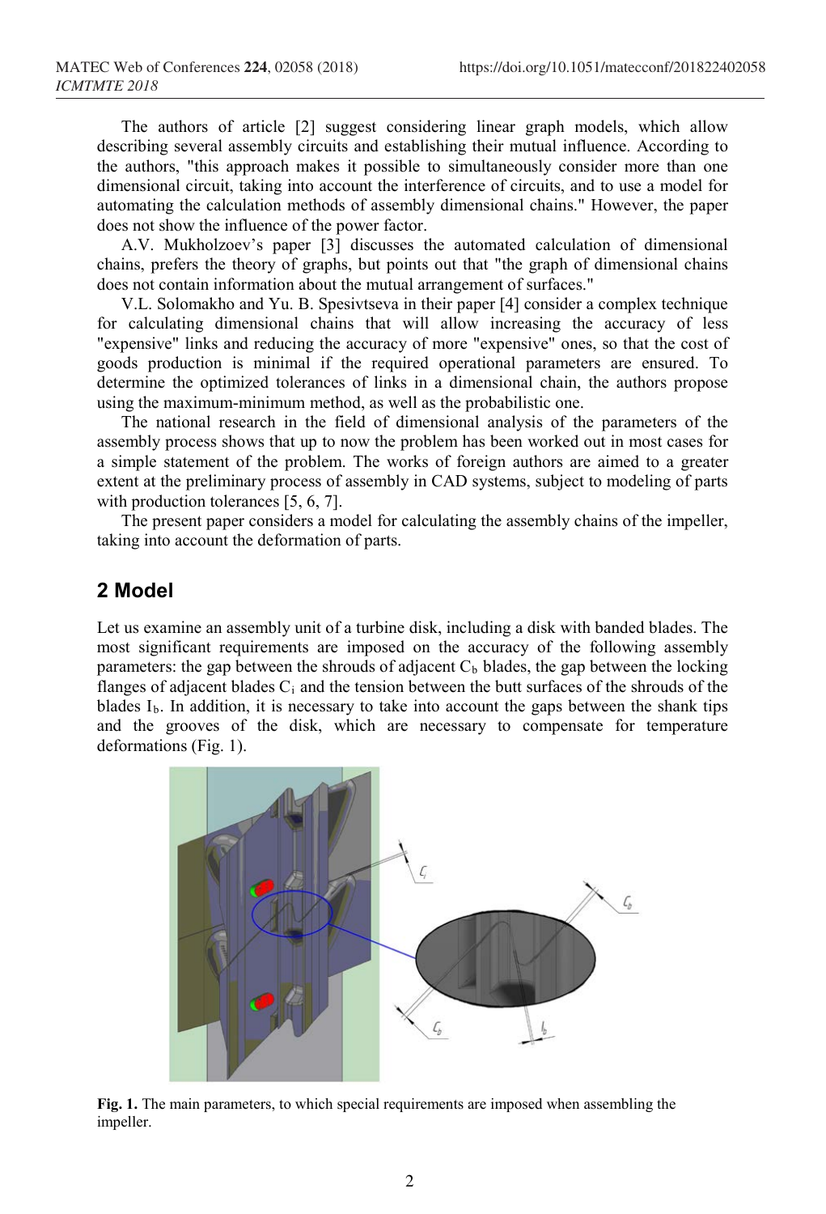The authors of article [2] suggest considering linear graph models, which allow describing several assembly circuits and establishing their mutual influence. According to the authors, "this approach makes it possible to simultaneously consider more than one dimensional circuit, taking into account the interference of circuits, and to use a model for automating the calculation methods of assembly dimensional chains." However, the paper does not show the influence of the power factor.

A.V. Mukholzoev's paper [3] discusses the automated calculation of dimensional chains, prefers the theory of graphs, but points out that "the graph of dimensional chains does not contain information about the mutual arrangement of surfaces."

V.L. Solomakho and Yu. B. Spesivtseva in their paper [4] consider a complex technique for calculating dimensional chains that will allow increasing the accuracy of less "expensive" links and reducing the accuracy of more "expensive" ones, so that the cost of goods production is minimal if the required operational parameters are ensured. To determine the optimized tolerances of links in a dimensional chain, the authors propose using the maximum-minimum method, as well as the probabilistic one.

The national research in the field of dimensional analysis of the parameters of the assembly process shows that up to now the problem has been worked out in most cases for a simple statement of the problem. The works of foreign authors are aimed to a greater extent at the preliminary process of assembly in CAD systems, subject to modeling of parts with production tolerances [5, 6, 7].

The present paper considers a model for calculating the assembly chains of the impeller, taking into account the deformation of parts.

## 2 Model

Let us examine an assembly unit of a turbine disk, including a disk with banded blades. The most significant requirements are imposed on the accuracy of the following assembly parameters: the gap between the shrouds of adjacent $C_b$ blades, the gap between the locking flanges of adjacent blades $C_i$ and the tension between the butt surfaces of the shrouds of the blades $I_b$. In addition, it is necessary to take into account the gaps between the shank tips and the grooves of the disk, which are necessary to compensate for temperature deformations (Fig. 1).

**Fig. 1.** The main parameters, to which special requirements are imposed when assembling the impeller.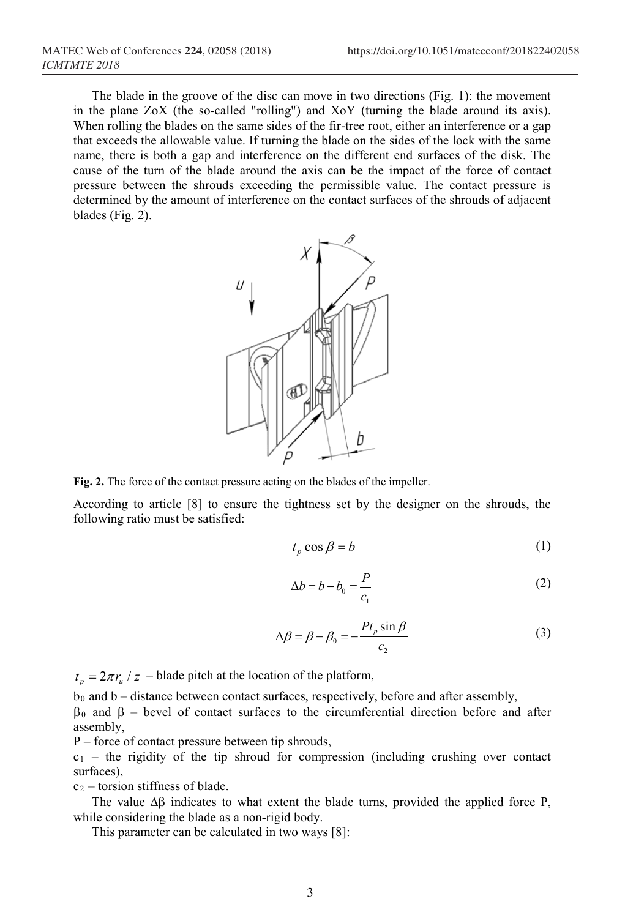The blade in the groove of the disc can move in two directions (Fig. 1): the movement in the plane ZoX (the so-called "rolling") and XoY (turning the blade around its axis). When rolling the blades on the same sides of the fir-tree root, either an interference or a gap that exceeds the allowable value. If turning the blade on the sides of the lock with the same name, there is both a gap and interference on the different end surfaces of the disk. The cause of the turn of the blade around the axis can be the impact of the force of contact pressure between the shrouds exceeding the permissible value. The contact pressure is determined by the amount of interference on the contact surfaces of the shrouds of adjacent blades (Fig. 2).

**Fig. 2.** The force of the contact pressure acting on the blades of the impeller.

According to article [8] to ensure the tightness set by the designer on the shrouds, the following ratio must be satisfied:

$$t_p \cos\beta = b \tag{1}$$

$$\Delta b = b - b_0 = \frac{P}{c_1} \tag{2}$$

$$\Delta\beta = \beta - \beta_0 = -\frac{P t_p \sin\beta}{c_2} \tag{3}$$

$t_p = 2\pi r_u / z$ – blade pitch at the location of the platform,

$b_0$ and b – distance between contact surfaces, respectively, before and after assembly,

$\beta_0$ and $\beta$ – bevel of contact surfaces to the circumferential direction before and after assembly,

P – force of contact pressure between tip shrouds,

$c_1$ – the rigidity of the tip shroud for compression (including crushing over contact surfaces),

$c_2$ – torsion stiffness of blade.

The value $\Delta\beta$ indicates to what extent the blade turns, provided the applied force P, while considering the blade as a non-rigid body.

This parameter can be calculated in two ways [8]: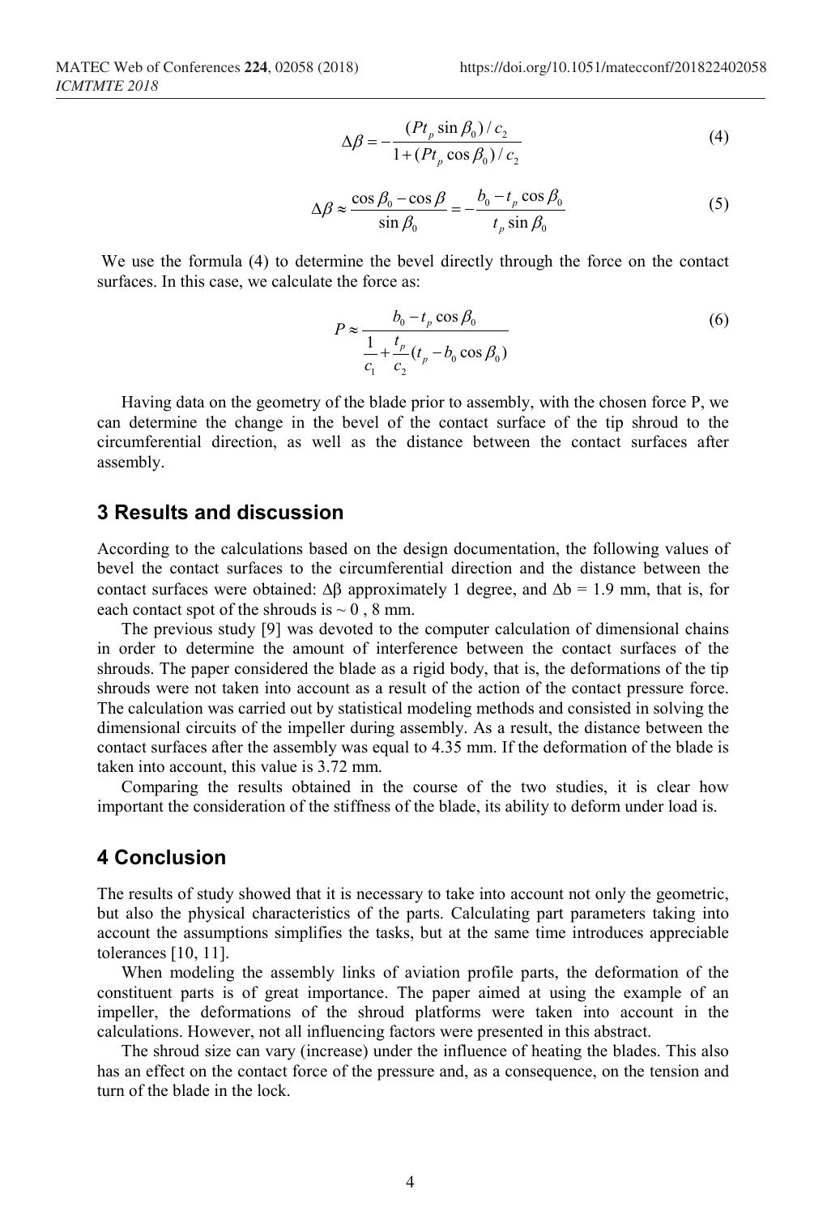$$\Delta\beta = -\frac{(Pt_p \sin\beta_0)/c_2}{1 + (Pt_p \cos\beta_0)/c_2} \tag{4}$$

$$\Delta\beta \approx \frac{\cos\beta_0 - \cos\beta}{\sin\beta_0} = -\frac{b_0 - t_p \cos\beta_0}{t_p \sin\beta_0} \tag{5}$$

We use the formula (4) to determine the bevel directly through the force on the contact surfaces. In this case, we calculate the force as:

$$P \approx \frac{b_0 - t_p \cos\beta_0}{\dfrac{1}{c_1} + \dfrac{t_p}{c_2}(t_p - b_0 \cos\beta_0)} \tag{6}$$

Having data on the geometry of the blade prior to assembly, with the chosen force P, we can determine the change in the bevel of the contact surface of the tip shroud to the circumferential direction, as well as the distance between the contact surfaces after assembly.

## 3 Results and discussion

According to the calculations based on the design documentation, the following values of bevel the contact surfaces to the circumferential direction and the distance between the contact surfaces were obtained: $\Delta\beta$ approximately 1 degree, and $\Delta b$ = 1.9 mm, that is, for each contact spot of the shrouds is ~ 0 , 8 mm.

The previous study [9] was devoted to the computer calculation of dimensional chains in order to determine the amount of interference between the contact surfaces of the shrouds. The paper considered the blade as a rigid body, that is, the deformations of the tip shrouds were not taken into account as a result of the action of the contact pressure force. The calculation was carried out by statistical modeling methods and consisted in solving the dimensional circuits of the impeller during assembly. As a result, the distance between the contact surfaces after the assembly was equal to 4.35 mm. If the deformation of the blade is taken into account, this value is 3.72 mm.

Comparing the results obtained in the course of the two studies, it is clear how important the consideration of the stiffness of the blade, its ability to deform under load is.

## 4 Conclusion

The results of study showed that it is necessary to take into account not only the geometric, but also the physical characteristics of the parts. Calculating part parameters taking into account the assumptions simplifies the tasks, but at the same time introduces appreciable tolerances [10, 11].

When modeling the assembly links of aviation profile parts, the deformation of the constituent parts is of great importance. The paper aimed at using the example of an impeller, the deformations of the shroud platforms were taken into account in the calculations. However, not all influencing factors were presented in this abstract.

The shroud size can vary (increase) under the influence of heating the blades. This also has an effect on the contact force of the pressure and, as a consequence, on the tension and turn of the blade in the lock.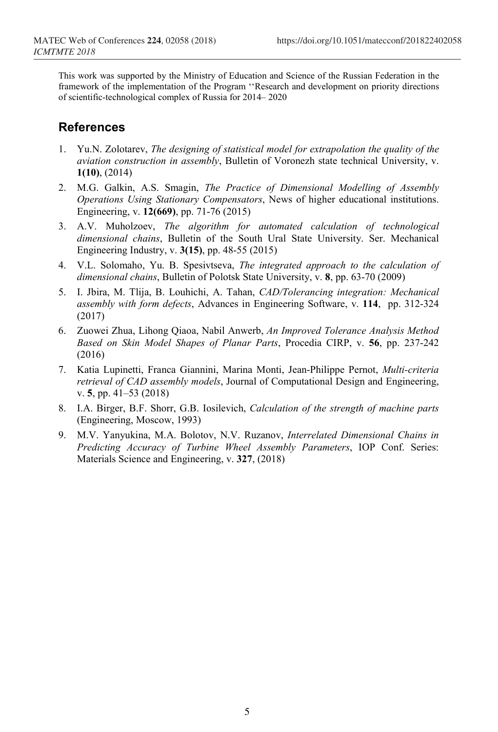This work was supported by the Ministry of Education and Science of the Russian Federation in the framework of the implementation of the Program ‘‘Research and development on priority directions of scientific-technological complex of Russia for 2014– 2020

## References

1. Yu.N. Zolotarev, *The designing of statistical model for extrapolation the quality of the aviation construction in assembly*, Bulletin of Voronezh state technical University, v. **1(10)**, (2014)
2. M.G. Galkin, A.S. Smagin, *The Practice of Dimensional Modelling of Assembly Operations Using Stationary Compensators*, News of higher educational institutions. Engineering, v. **12(669)**, pp. 71-76 (2015)
3. A.V. Muholzoev, *The algorithm for automated calculation of technological dimensional chains*, Bulletin of the South Ural State University. Ser. Mechanical Engineering Industry, v. **3(15)**, pp. 48-55 (2015)
4. V.L. Solomaho, Yu. B. Spesivtseva, *The integrated approach to the calculation of dimensional chains*, Bulletin of Polotsk State University, v. **8**, pp. 63-70 (2009)
5. I. Jbira, M. Tlija, B. Louhichi, A. Tahan, *CAD/Tolerancing integration: Mechanical assembly with form defects*, Advances in Engineering Software, v. **114**, pp. 312-324 (2017)
6. Zuowei Zhua, Lihong Qiaoa, Nabil Anwerb, *An Improved Tolerance Analysis Method Based on Skin Model Shapes of Planar Parts*, Procedia CIRP, v. **56**, pp. 237-242 (2016)
7. Katia Lupinetti, Franca Giannini, Marina Monti, Jean-Philippe Pernot, *Multi-criteria retrieval of CAD assembly models*, Journal of Computational Design and Engineering, v. **5**, pp. 41–53 (2018)
8. I.A. Birger, B.F. Shorr, G.B. Iosilevich, *Calculation of the strength of machine parts* (Engineering, Moscow, 1993)
9. M.V. Yanyukina, M.A. Bolotov, N.V. Ruzanov, *Interrelated Dimensional Chains in Predicting Accuracy of Turbine Wheel Assembly Parameters*, IOP Conf. Series: Materials Science and Engineering, v. **327**, (2018)